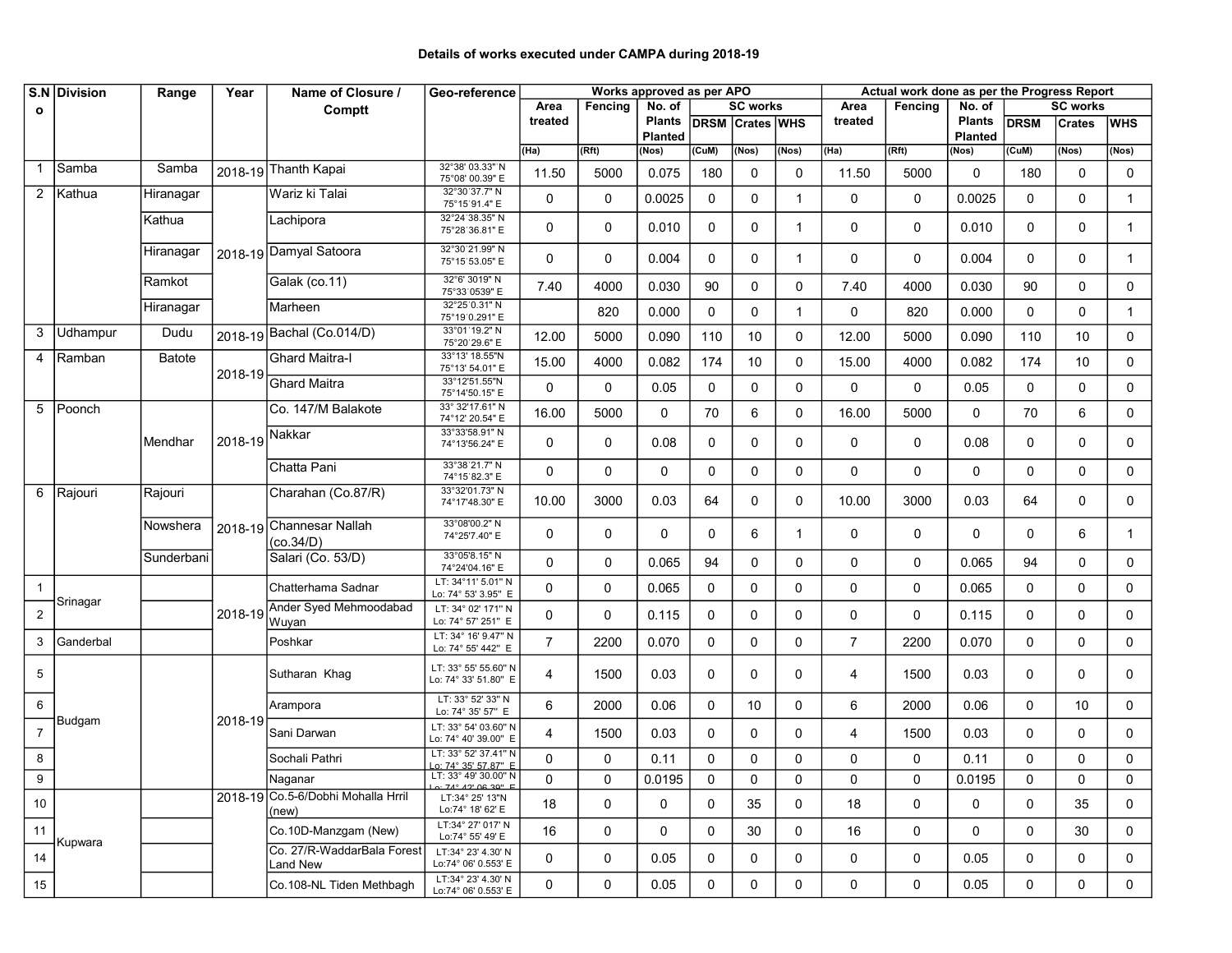# Details of works executed under CAMPA during 2018-19

| S.No | Division | Range | Year | Name of Closure / Comptt | Geo-reference | Works approved as per APO | | | | | | Actual work done as per the Progress Report | | | | | |
|---|---|---|---|---|---|---|---|---|---|---|---|---|---|---|---|---|---|
| | | | | | | Area treated | Fencing | No. of Plants Planted | SC works | | | Area treated | Fencing | No. of Plants Planted | SC works | | |
| | | | | | | | | | DRSM | Crates | WHS | | | | DRSM | Crates | WHS |
| | | | | | | (Ha) | (Rft) | (Nos) | (CuM) | (Nos) | (Nos) | (Ha) | (Rft) | (Nos) | (CuM) | (Nos) | (Nos) |
| 1 | Samba | Samba | 2018-19 | Thanth Kapai | 32°38' 03.33" N 75°08' 00.39" E | 11.50 | 5000 | 0.075 | 180 | 0 | 0 | 11.50 | 5000 | 0 | 180 | 0 | 0 |
| 2 | Kathua | Hiranagar | 2018-19 | Wariz ki Talai | 32°30'37.7" N 75°15'91.4" E | 0 | 0 | 0.0025 | 0 | 0 | 1 | 0 | 0 | 0.0025 | 0 | 0 | 1 |
| | | Kathua | | Lachipora | 32°24'38.35" N 75°28'36.81" E | 0 | 0 | 0.010 | 0 | 0 | 1 | 0 | 0 | 0.010 | 0 | 0 | 1 |
| | | Hiranagar | | Damyal Satoora | 32°30'21.99" N 75°15'53.05" E | 0 | 0 | 0.004 | 0 | 0 | 1 | 0 | 0 | 0.004 | 0 | 0 | 1 |
| | | Ramkot | | Galak (co.11) | 32°6' 3019" N 75°33'0539" E | 7.40 | 4000 | 0.030 | 90 | 0 | 0 | 7.40 | 4000 | 0.030 | 90 | 0 | 0 |
| | | Hiranagar | | Marheen | 32°25'0.31" N 75°19'0.291" E | | 820 | 0.000 | 0 | 0 | 1 | 0 | 820 | 0.000 | 0 | 0 | 1 |
| 3 | Udhampur | Dudu | 2018-19 | Bachal (Co.014/D) | 33°01'19.2" N 75°20'29.6" E | 12.00 | 5000 | 0.090 | 110 | 10 | 0 | 12.00 | 5000 | 0.090 | 110 | 10 | 0 |
| 4 | Ramban | Batote | 2018-19 | Ghard Maitra-I | 33°13' 18.55"N 75°13' 54.01" E | 15.00 | 4000 | 0.082 | 174 | 10 | 0 | 15.00 | 4000 | 0.082 | 174 | 10 | 0 |
| | | | | Ghard Maitra | 33°12'51.55"N 75°14'50.15" E | 0 | 0 | 0.05 | 0 | 0 | 0 | 0 | 0 | 0.05 | 0 | 0 | 0 |
| 5 | Poonch | Mendhar | 2018-19 | Co. 147/M Balakote | 33° 32'17.61" N 74°12' 20.54" E | 16.00 | 5000 | 0 | 70 | 6 | 0 | 16.00 | 5000 | 0 | 70 | 6 | 0 |
| | | | | Nakkar | 33°33'58.91" N 74°13'56.24" E | 0 | 0 | 0.08 | 0 | 0 | 0 | 0 | 0 | 0.08 | 0 | 0 | 0 |
| | | | | Chatta Pani | 33°38'21.7" N 74°15'82.3" E | 0 | 0 | 0 | 0 | 0 | 0 | 0 | 0 | 0 | 0 | 0 | 0 |
| 6 | Rajouri | Rajouri | 2018-19 | Charahan (Co.87/R) | 33°32'01.73" N 74°17'48.30" E | 10.00 | 3000 | 0.03 | 64 | 0 | 0 | 10.00 | 3000 | 0.03 | 64 | 0 | 0 |
| | | Nowshera | | Channesar Nallah (co.34/D) | 33°08'00.2" N 74°25'7.40" E | 0 | 0 | 0 | 0 | 6 | 1 | 0 | 0 | 0 | 0 | 6 | 1 |
| | | Sunderbani | | Salari (Co. 53/D) | 33°05'8.15" N 74°24'04.16" E | 0 | 0 | 0.065 | 94 | 0 | 0 | 0 | 0 | 0.065 | 94 | 0 | 0 |
| 1 | Srinagar | | 2018-19 | Chatterhama Sadnar | LT: 34°11' 5.01" N Lo: 74° 53' 3.95" E | 0 | 0 | 0.065 | 0 | 0 | 0 | 0 | 0 | 0.065 | 0 | 0 | 0 |
| 2 | | | | Ander Syed Mehmoodabad Wuyan | LT: 34° 02' 171" N Lo: 74° 57' 251" E | 0 | 0 | 0.115 | 0 | 0 | 0 | 0 | 0 | 0.115 | 0 | 0 | 0 |
| 3 | Ganderbal | | | Poshkar | LT: 34° 16' 9.47" N Lo: 74° 55' 442" E | 7 | 2200 | 0.070 | 0 | 0 | 0 | 7 | 2200 | 0.070 | 0 | 0 | 0 |
| 5 | Budgam | | 2018-19 | Sutharan Khag | LT: 33° 55' 55.60" N Lo: 74° 33' 51.80" E | 4 | 1500 | 0.03 | 0 | 0 | 0 | 4 | 1500 | 0.03 | 0 | 0 | 0 |
| 6 | | | | Arampora | LT: 33° 52' 33" N Lo: 74° 35' 57" E | 6 | 2000 | 0.06 | 0 | 10 | 0 | 6 | 2000 | 0.06 | 0 | 10 | 0 |
| 7 | | | | Sani Darwan | LT: 33° 54' 03.60" N Lo: 74° 40' 39.00" E | 4 | 1500 | 0.03 | 0 | 0 | 0 | 4 | 1500 | 0.03 | 0 | 0 | 0 |
| 8 | | | | Sochali Pathri | LT: 33° 52' 37.41" N Lo: 74° 35' 57.87" E | 0 | 0 | 0.11 | 0 | 0 | 0 | 0 | 0 | 0.11 | 0 | 0 | 0 |
| 9 | | | | Naganar | LT: 33° 49' 30.00" N Lo: 74° 42' 06.39" E | 0 | 0 | 0.0195 | 0 | 0 | 0 | 0 | 0 | 0.0195 | 0 | 0 | 0 |
| 10 | Kupwara | | 2018-19 | Co.5-6/Dobhi Mohalla Hrril (new) | LT:34° 25' 13"N Lo:74° 18' 62' E | 18 | 0 | 0 | 0 | 35 | 0 | 18 | 0 | 0 | 0 | 35 | 0 |
| 11 | | | | Co.10D-Manzgam (New) | LT:34° 27' 017' N Lo:74° 55' 49' E | 16 | 0 | 0 | 0 | 30 | 0 | 16 | 0 | 0 | 0 | 30 | 0 |
| 14 | | | | Co. 27/R-WaddarBala Forest Land New | LT:34° 23' 4.30' N Lo:74° 06' 0.553' E | 0 | 0 | 0.05 | 0 | 0 | 0 | 0 | 0 | 0.05 | 0 | 0 | 0 |
| 15 | | | | Co.108-NL Tiden Methbagh | LT:34° 23' 4.30' N Lo:74° 06' 0.553' E | 0 | 0 | 0.05 | 0 | 0 | 0 | 0 | 0 | 0.05 | 0 | 0 | 0 |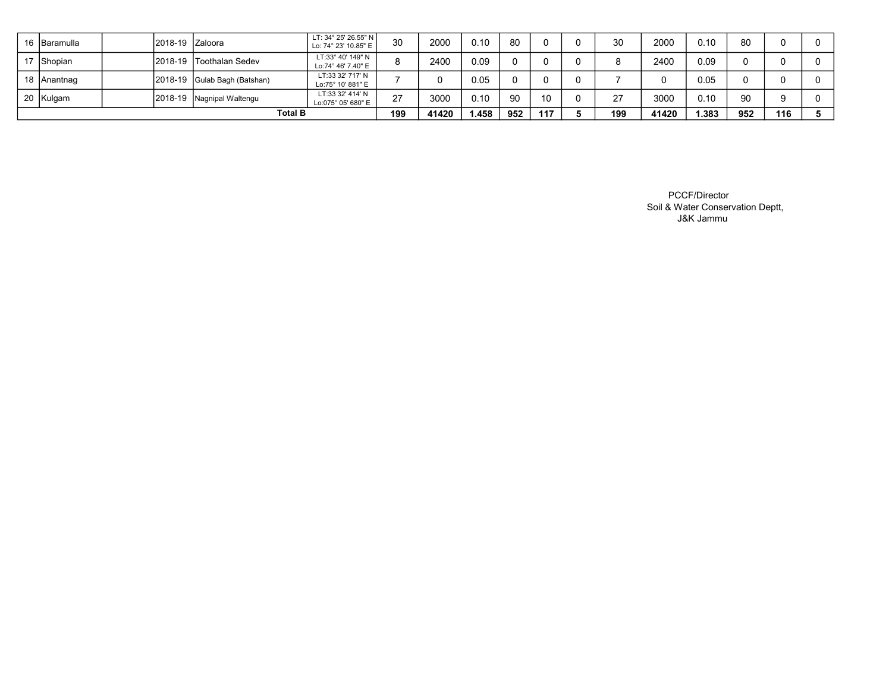| | | | | | | | | | | | | | | | | | |
|---|---|---|---|---|---|---|---|---|---|---|---|---|---|---|---|---|---|
| 16 | Baramulla | | 2018-19 | Zaloora | LT: 34° 25' 26.55" N Lo: 74° 23' 10.85" E | 30 | 2000 | 0.10 | 80 | 0 | 0 | 30 | 2000 | 0.10 | 80 | 0 | 0 |
| 17 | Shopian | | 2018-19 | Toothalan Sedev | LT:33° 40' 149" N Lo:74° 46' 7.40" E | 8 | 2400 | 0.09 | 0 | 0 | 0 | 8 | 2400 | 0.09 | 0 | 0 | 0 |
| 18 | Anantnag | | 2018-19 | Gulab Bagh (Batshan) | LT:33 32' 717' N Lo:75° 10' 881" E | 7 | 0 | 0.05 | 0 | 0 | 0 | 7 | 0 | 0.05 | 0 | 0 | 0 |
| 20 | Kulgam | | 2018-19 | Nagnipal Waltengu | LT:33 32' 414' N Lo:075° 05' 680" E | 27 | 3000 | 0.10 | 90 | 10 | 0 | 27 | 3000 | 0.10 | 90 | 9 | 0 |
| **Total B** | | | | | | **199** | **41420** | **1.458** | **952** | **117** | **5** | **199** | **41420** | **1.383** | **952** | **116** | **5** |

PCCF/Director
Soil & Water Conservation Deptt,
J&K Jammu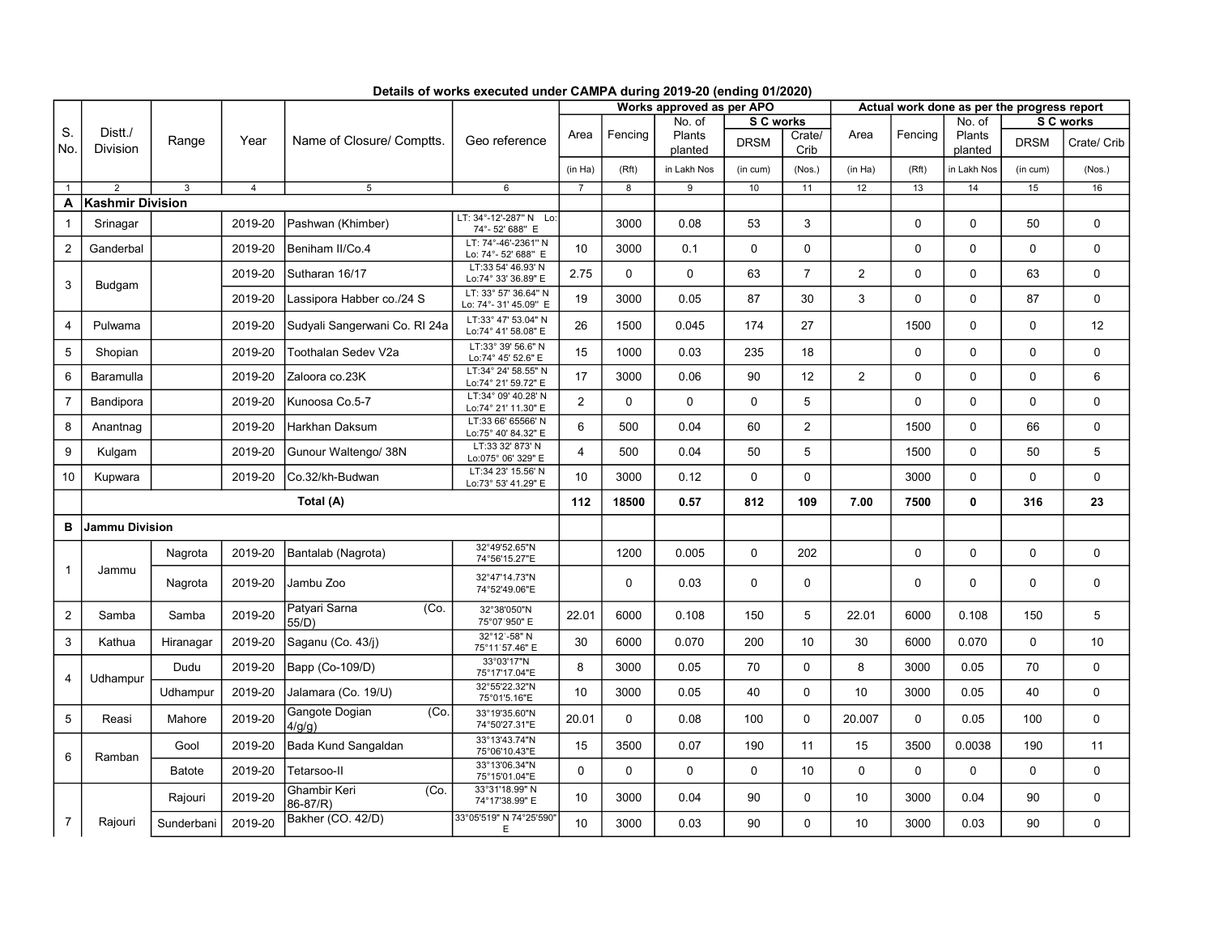### Details of works executed under CAMPA during 2019-20 (ending 01/2020)

| S. No. | Distt./ Division | Range | Year | Name of Closure/ Comptts. | Geo reference | Works approved as per APO | | | | | Actual work done as per the progress report | | | | |
|---|---|---|---|---|---|---|---|---|---|---|---|---|---|---|---|
| | | | | | | Area | Fencing | No. of Plants planted | S C works | | Area | Fencing | No. of Plants planted | S C works | |
| | | | | | | | | | DRSM | Crate/ Crib | | | | DRSM | Crate/ Crib |
| | | | | | | (in Ha) | (Rft) | in Lakh Nos | (in cum) | (Nos.) | (in Ha) | (Rft) | in Lakh Nos | (in cum) | (Nos.) |
| 1 | 2 | 3 | 4 | 5 | 6 | 7 | 8 | 9 | 10 | 11 | 12 | 13 | 14 | 15 | 16 |
| **A** | **Kashmir Division** | | | | | | | | | | | | | | |
| 1 | Srinagar | | 2019-20 | Pashwan (Khimber) | LT: 34°-12'-287" N Lo: 74°- 52' 688" E | | 3000 | 0.08 | 53 | 3 | | 0 | 0 | 50 | 0 |
| 2 | Ganderbal | | 2019-20 | Beniham II/Co.4 | LT: 74°-46'-2361" N Lo: 74°- 52' 688" E | 10 | 3000 | 0.1 | 0 | 0 | | 0 | 0 | 0 | 0 |
| 3 | Budgam | | 2019-20 | Sutharan 16/17 | LT:33 54' 46.93' N Lo:74° 33' 36.89" E | 2.75 | 0 | 0 | 63 | 7 | 2 | 0 | 0 | 63 | 0 |
| | | | 2019-20 | Lassipora Habber co./24 S | LT: 33° 57' 36.64" N Lo: 74°- 31' 45.09" E | 19 | 3000 | 0.05 | 87 | 30 | 3 | 0 | 0 | 87 | 0 |
| 4 | Pulwama | | 2019-20 | Sudyali Sangerwani Co. RI 24a | LT:33° 47' 53.04" N Lo:74° 41' 58.08" E | 26 | 1500 | 0.045 | 174 | 27 | | 1500 | 0 | 0 | 12 |
| 5 | Shopian | | 2019-20 | Toothalan Sedev V2a | LT:33° 39' 56.6" N Lo:74° 45' 52.6" E | 15 | 1000 | 0.03 | 235 | 18 | | 0 | 0 | 0 | 0 |
| 6 | Baramulla | | 2019-20 | Zaloora co.23K | LT:34° 24' 58.55" N Lo:74° 21' 59.72" E | 17 | 3000 | 0.06 | 90 | 12 | 2 | 0 | 0 | 0 | 6 |
| 7 | Bandipora | | 2019-20 | Kunoosa Co.5-7 | LT:34° 09' 40.28' N Lo:74° 21' 11.30" E | 2 | 0 | 0 | 0 | 5 | | 0 | 0 | 0 | 0 |
| 8 | Anantnag | | 2019-20 | Harkhan Daksum | LT:33 66' 65566' N Lo:75° 40' 84.32" E | 6 | 500 | 0.04 | 60 | 2 | | 1500 | 0 | 66 | 0 |
| 9 | Kulgam | | 2019-20 | Gunour Waltengo/ 38N | LT:33 32' 873' N Lo:075° 06' 329" E | 4 | 500 | 0.04 | 50 | 5 | | 1500 | 0 | 50 | 5 |
| 10 | Kupwara | | 2019-20 | Co.32/kh-Budwan | LT:34 23' 15.56' N Lo:73° 53' 41.29" E | 10 | 3000 | 0.12 | 0 | 0 | | 3000 | 0 | 0 | 0 |
| | | | | **Total (A)** | | **112** | **18500** | **0.57** | **812** | **109** | **7.00** | **7500** | **0** | **316** | **23** |
| **B** | **Jammu Division** | | | | | | | | | | | | | | |
| 1 | Jammu | Nagrota | 2019-20 | Bantalab (Nagrota) | 32°49'52.65"N 74°56'15.27"E | | 1200 | 0.005 | 0 | 202 | | 0 | 0 | 0 | 0 |
| | | Nagrota | 2019-20 | Jambu Zoo | 32°47'14.73"N 74°52'49.06"E | | 0 | 0.03 | 0 | 0 | | 0 | 0 | 0 | 0 |
| 2 | Samba | Samba | 2019-20 | Patyari Sarna (Co. 55/D) | 32°38'050"N 75°07 '950" E | 22.01 | 6000 | 0.108 | 150 | 5 | 22.01 | 6000 | 0.108 | 150 | 5 |
| 3 | Kathua | Hiranagar | 2019-20 | Saganu (Co. 43/j) | 32°12 '-58" N 75°11 57.46" E | 30 | 6000 | 0.070 | 200 | 10 | 30 | 6000 | 0.070 | 0 | 10 |
| 4 | Udhampur | Dudu | 2019-20 | Bapp (Co-109/D) | 33°03'17"N 75°17'17.04"E | 8 | 3000 | 0.05 | 70 | 0 | 8 | 3000 | 0.05 | 70 | 0 |
| | | Udhampur | 2019-20 | Jalamara (Co. 19/U) | 32°55'22.32"N 75°01'5.16"E | 10 | 3000 | 0.05 | 40 | 0 | 10 | 3000 | 0.05 | 40 | 0 |
| 5 | Reasi | Mahore | 2019-20 | Gangote Dogian (Co. 4/g/g) | 33°19'35.60"N 74°50'27.31"E | 20.01 | 0 | 0.08 | 100 | 0 | 20.007 | 0 | 0.05 | 100 | 0 |
| 6 | Ramban | Gool | 2019-20 | Bada Kund Sangaldan | 33°13'43.74"N 75°06'10.43"E | 15 | 3500 | 0.07 | 190 | 11 | 15 | 3500 | 0.0038 | 190 | 11 |
| | | Batote | 2019-20 | Tetarsoo-II | 33°13'06.34"N 75°15'01.04"E | 0 | 0 | 0 | 0 | 10 | 0 | 0 | 0 | 0 | 0 |
| 7 | Rajouri | Rajouri | 2019-20 | Ghambir Keri (Co. 86-87/R) | 33°31'18.99" N 74°17'38.99" E | 10 | 3000 | 0.04 | 90 | 0 | 10 | 3000 | 0.04 | 90 | 0 |
| | | Sunderbani | 2019-20 | Bakher (CO. 42/D) | 33°05'519" N 74°25'590" E | 10 | 3000 | 0.03 | 90 | 0 | 10 | 3000 | 0.03 | 90 | 0 |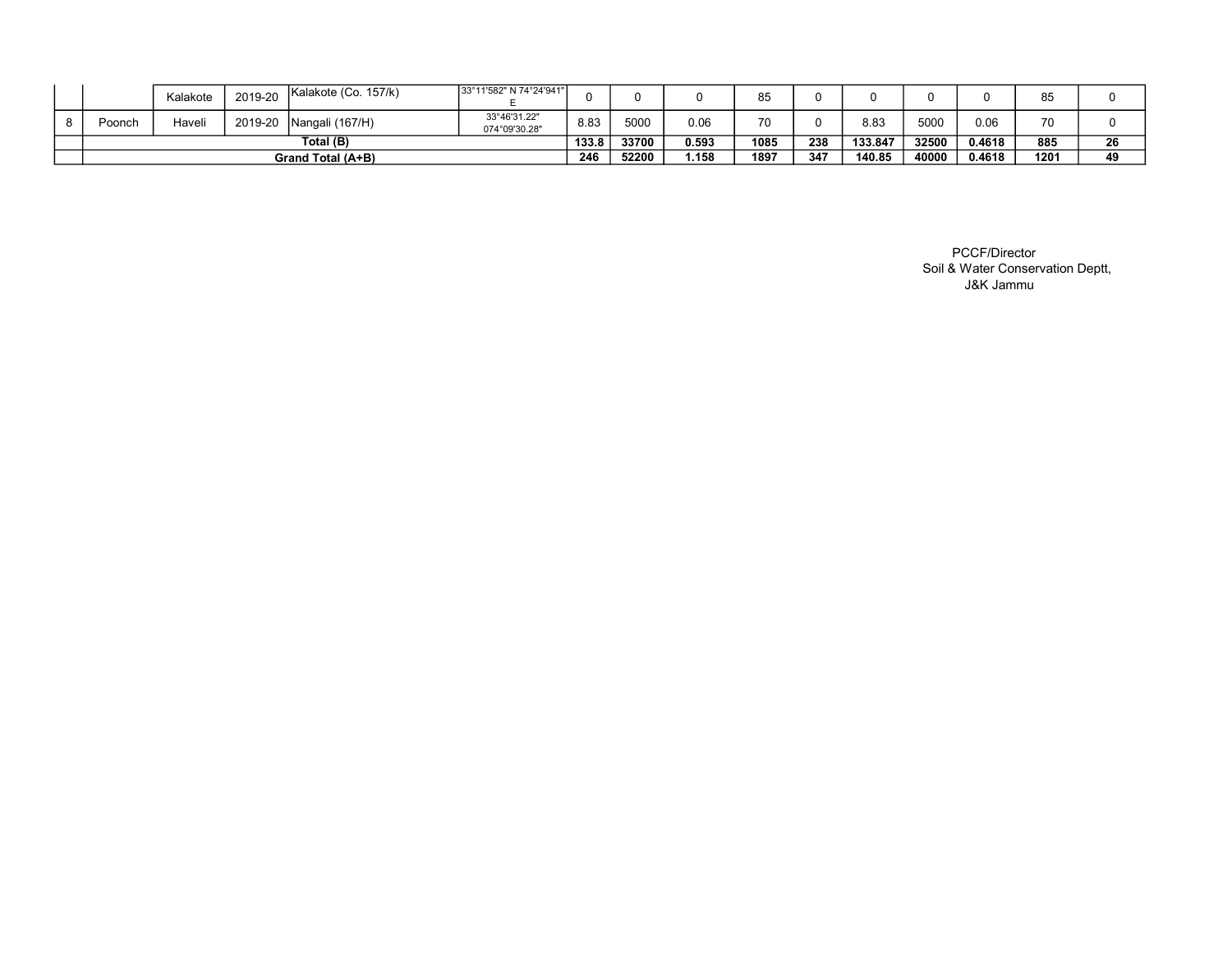| | | | | | | | | | | | | | | | |
|---|---|---|---|---|---|---|---|---|---|---|---|---|---|---|---|
| | | Kalakote | 2019-20 | Kalakote (Co. 157/k) | 33°11'582" N 74°24'941" E | 0 | 0 | 0 | 85 | 0 | 0 | 0 | 0 | 85 | 0 |
| 8 | Poonch | Haveli | 2019-20 | Nangali (167/H) | 33°46'31.22" 074°09'30.28" | 8.83 | 5000 | 0.06 | 70 | 0 | 8.83 | 5000 | 0.06 | 70 | 0 |
| | **Total (B)** | | | | | **133.8** | **33700** | **0.593** | **1085** | **238** | **133.847** | **32500** | **0.4618** | **885** | **26** |
| | **Grand Total (A+B)** | | | | | **246** | **52200** | **1.158** | **1897** | **347** | **140.85** | **40000** | **0.4618** | **1201** | **49** |

PCCF/Director
Soil & Water Conservation Deptt,
J&K Jammu